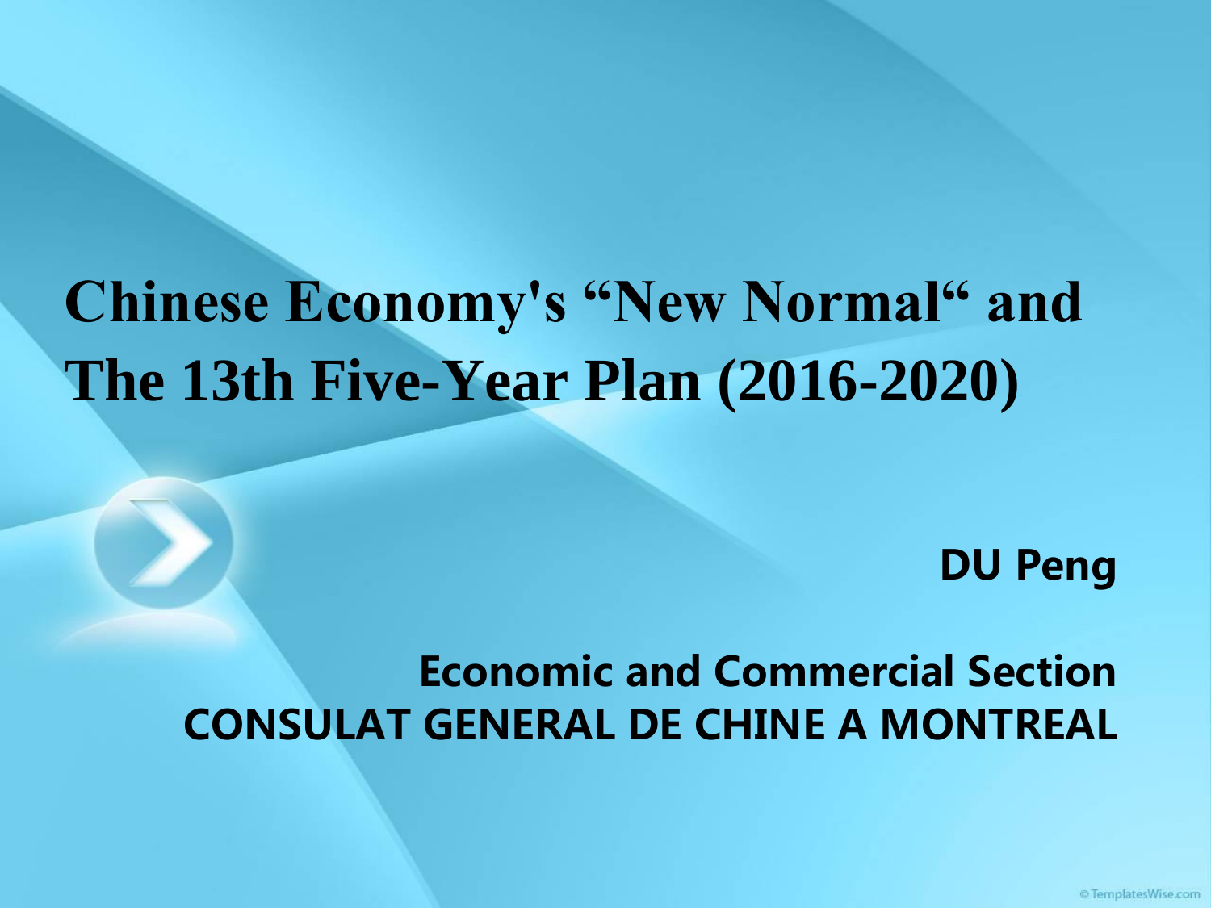# Chinese Economy's “New Normal“ and The 13th Five-Year Plan (2016-2020)

**DU Peng**

**Economic and Commercial Section**
**CONSULAT GENERAL DE CHINE A MONTREAL**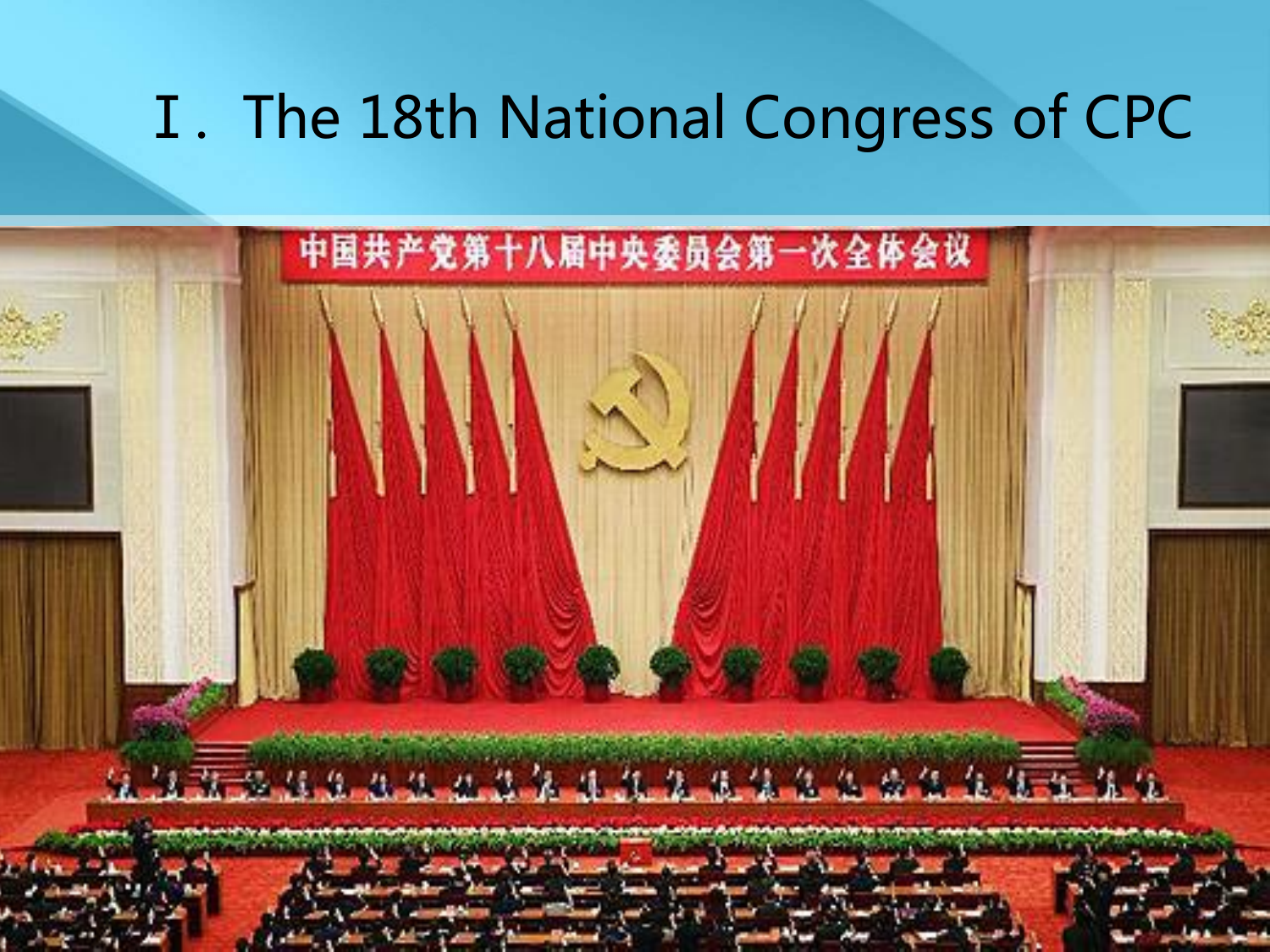# Ⅰ. The 18th National Congress of CPC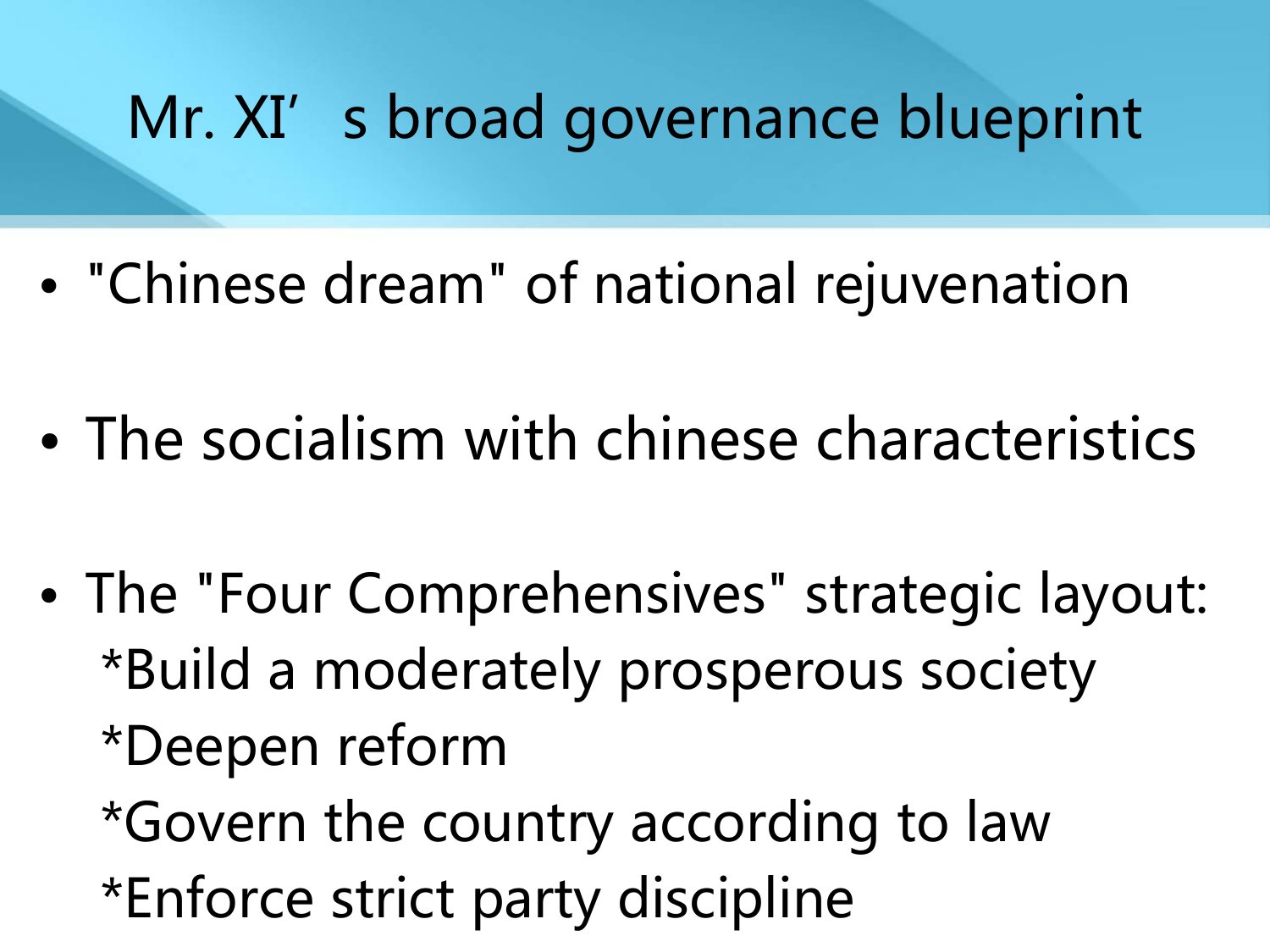# Mr. XI’s broad governance blueprint

- "Chinese dream" of national rejuvenation
- The socialism with chinese characteristics
- The "Four Comprehensives" strategic layout:
  *Build a moderately prosperous society
  *Deepen reform
  *Govern the country according to law
  *Enforce strict party discipline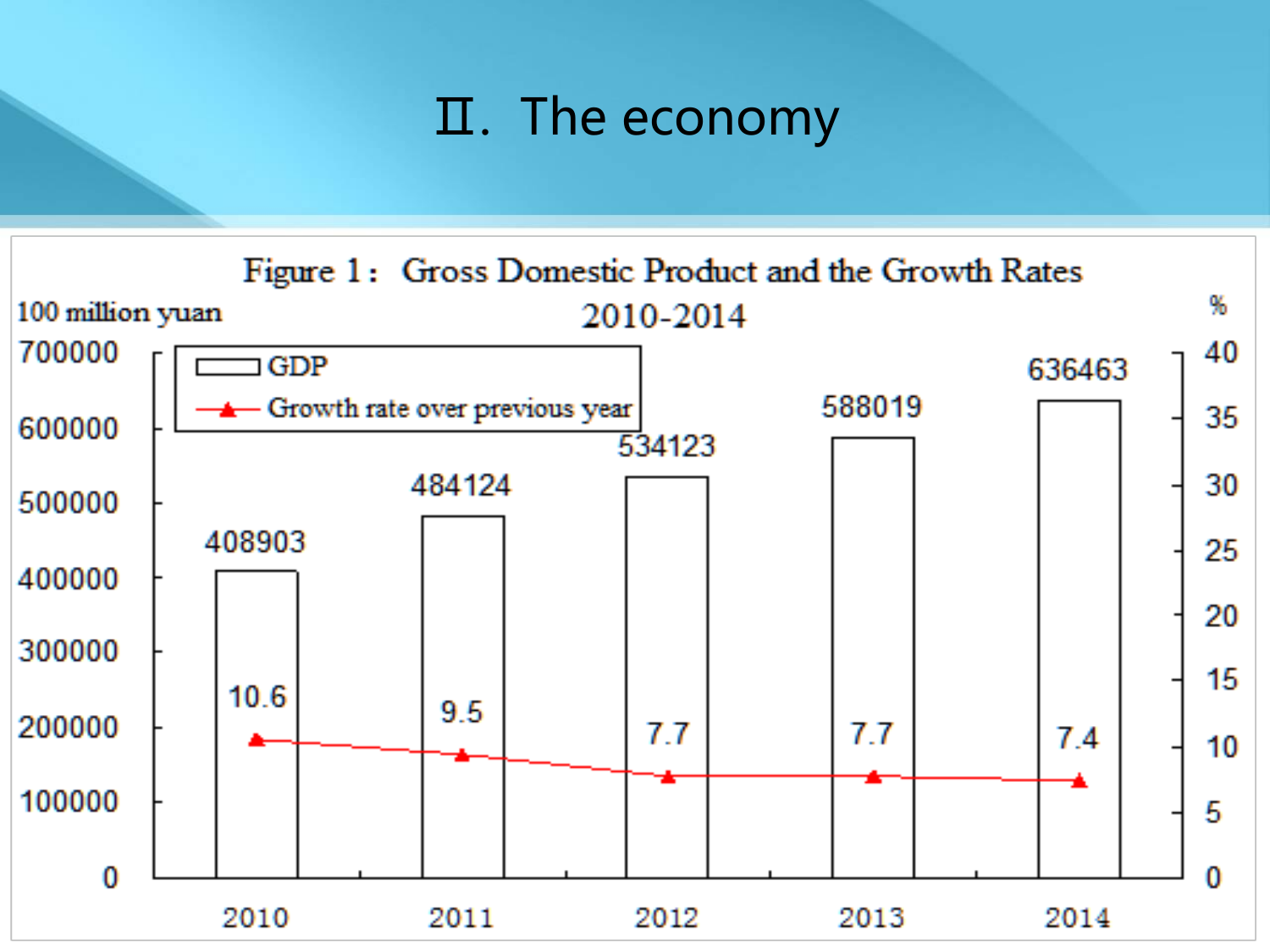# Ⅱ. The economy

Figure 1： Gross Domestic Product and the Growth Rates 2010-2014

| Year | GDP (100 million yuan) | Growth rate over previous year (%) |
|---|---|---|
| 2010 | 408903 | 10.6 |
| 2011 | 484124 | 9.5 |
| 2012 | 534123 | 7.7 |
| 2013 | 588019 | 7.7 |
| 2014 | 636463 | 7.4 |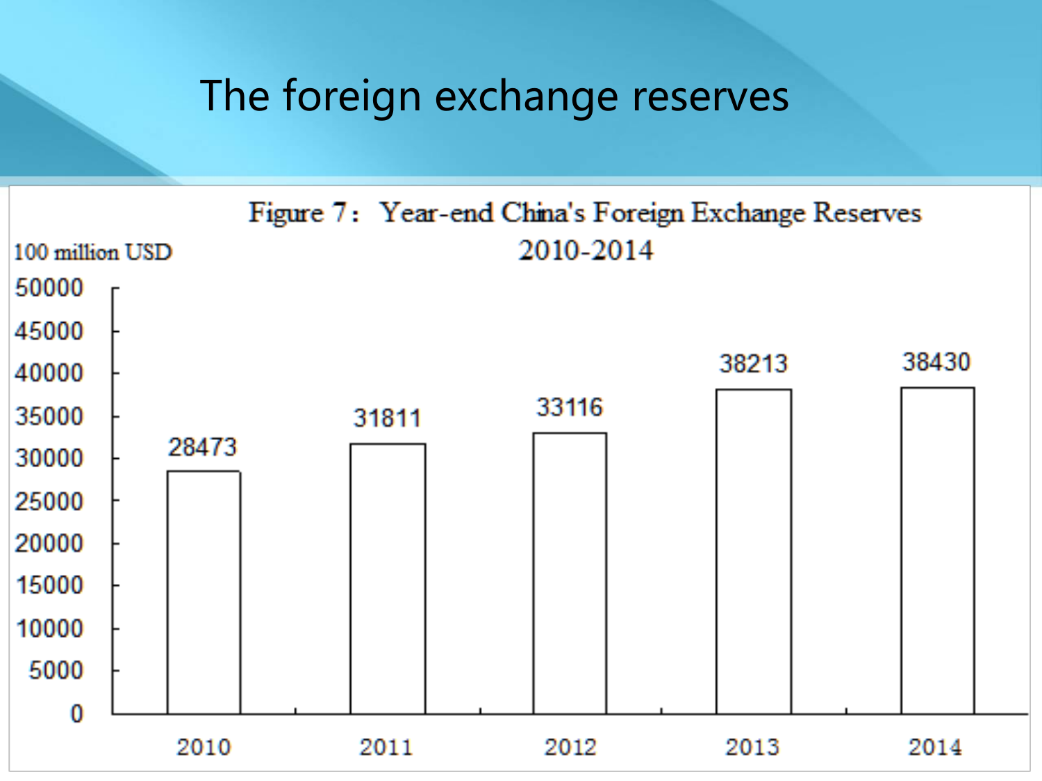# The foreign exchange reserves

Figure 7: Year-end China's Foreign Exchange Reserves 2010-2014

100 million USD

| Year | Reserves |
| --- | --- |
| 2010 | 28473 |
| 2011 | 31811 |
| 2012 | 33116 |
| 2013 | 38213 |
| 2014 | 38430 |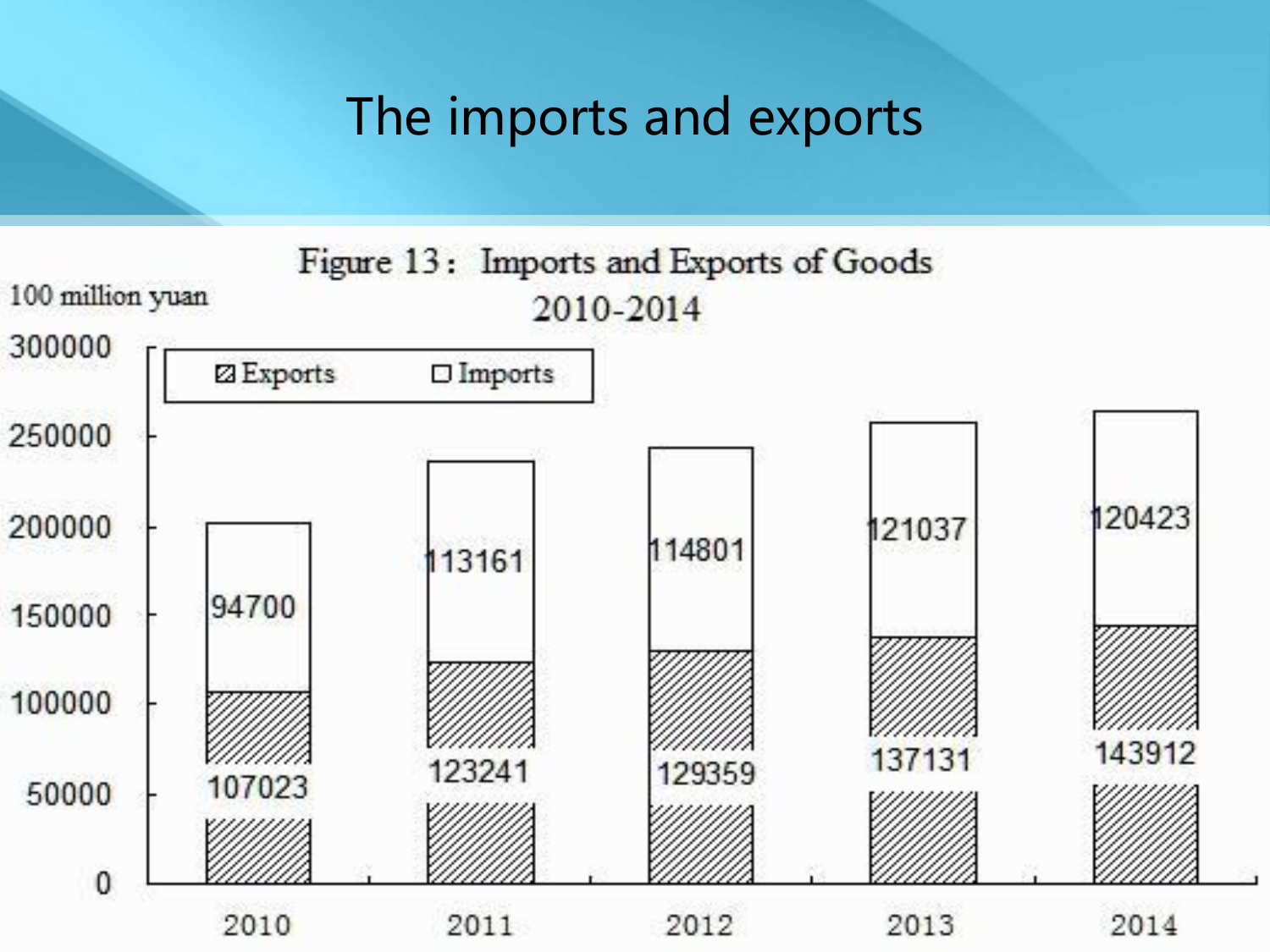# The imports and exports

Figure 13： Imports and Exports of Goods 2010-2014

100 million yuan

| Year | Exports | Imports |
| --- | --- | --- |
| 2010 | 107023 | 94700 |
| 2011 | 123241 | 113161 |
| 2012 | 129359 | 114801 |
| 2013 | 137131 | 121037 |
| 2014 | 143912 | 120423 |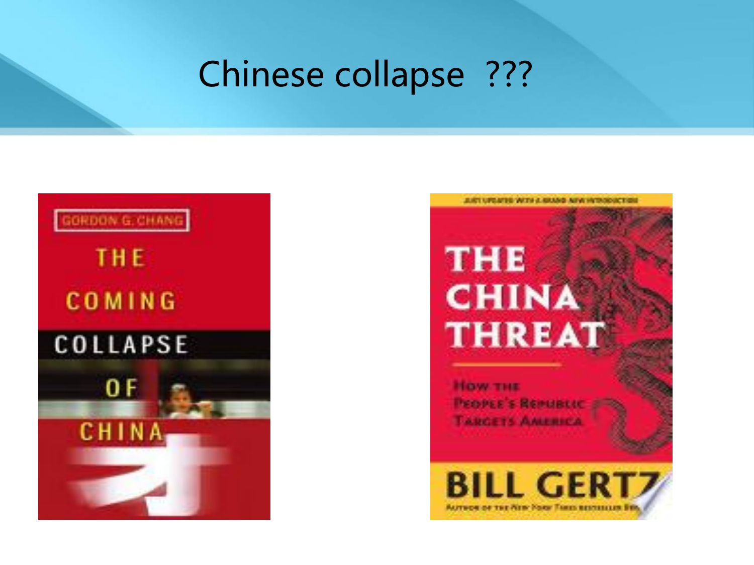# Chinese collapse ???

GORDON G. CHANG

THE COMING COLLAPSE OF CHINA

JUST UPDATED WITH A BRAND NEW INTRODUCTION

THE CHINA THREAT

How the People's Republic Targets America

BILL GERTZ

Author of the New York Times bestseller Betrayal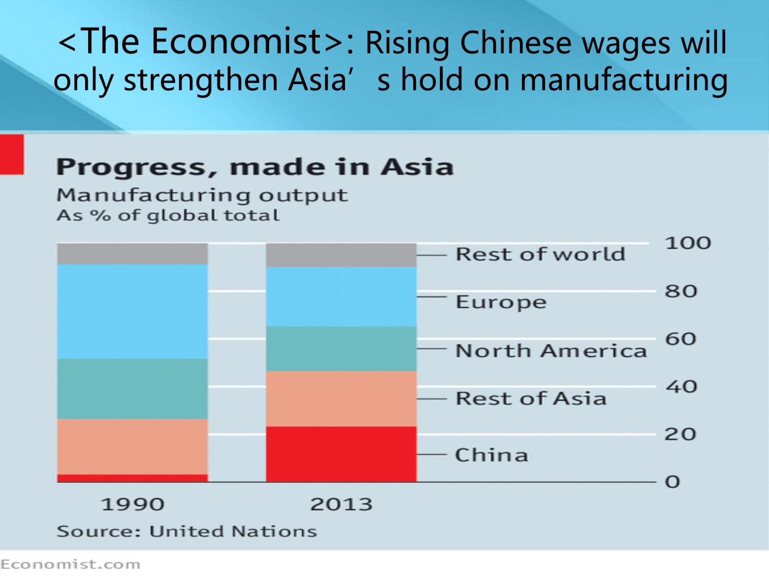# <The Economist>: Rising Chinese wages will only strengthen Asia's hold on manufacturing

**Progress, made in Asia**

Manufacturing output
As % of global total

| | 1990 | 2013 |
|---|---|---|
| Rest of world | | |
| Europe | | |
| North America | | |
| Rest of Asia | | |
| China | | |

Source: United Nations

Economist.com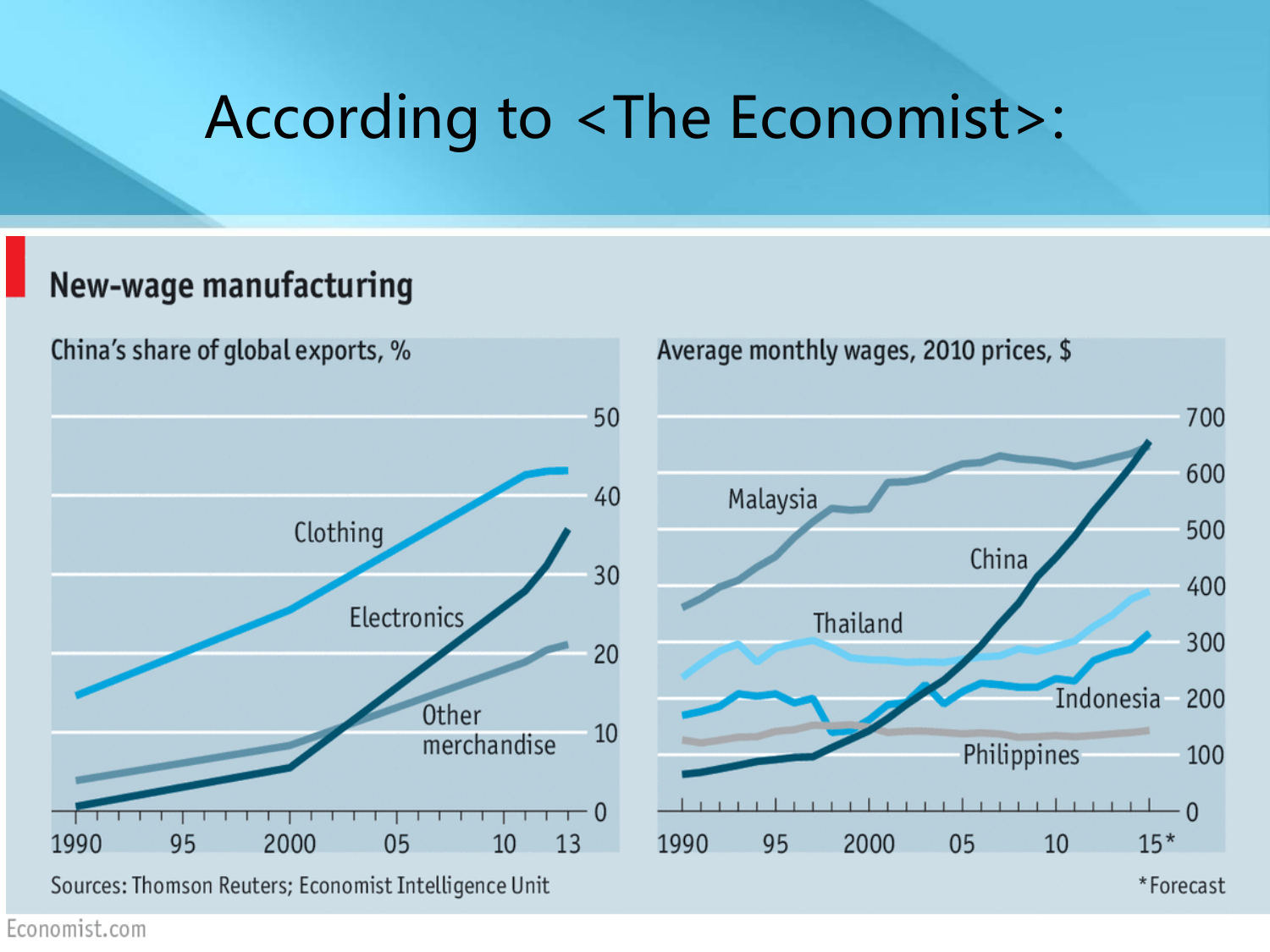# According to <The Economist>:

## New-wage manufacturing

China's share of global exports, %

Clothing

Electronics

Other merchandise

50, 40, 30, 20, 10, 0

1990, 95, 2000, 05, 10, 13

Average monthly wages, 2010 prices, $

Malaysia

China

Thailand

Indonesia

Philippines

700, 600, 500, 400, 300, 200, 100, 0

1990, 95, 2000, 05, 10, 15*

Sources: Thomson Reuters; Economist Intelligence Unit

*Forecast

Economist.com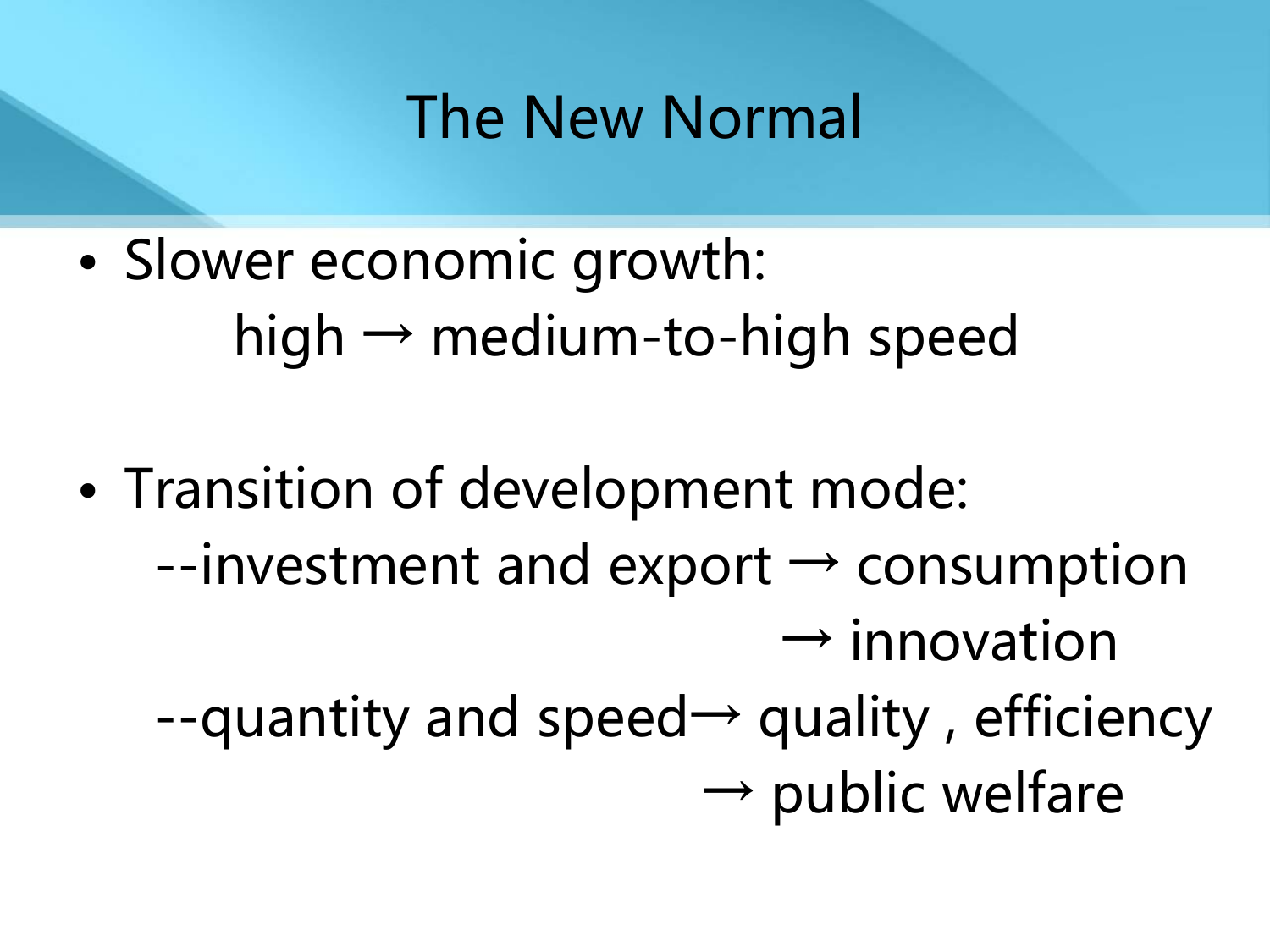# The New Normal

- Slower economic growth:
  
  high → medium-to-high speed

- Transition of development mode:
  
  --investment and export → consumption
  
  → innovation
  
  --quantity and speed→ quality , efficiency
  
  → public welfare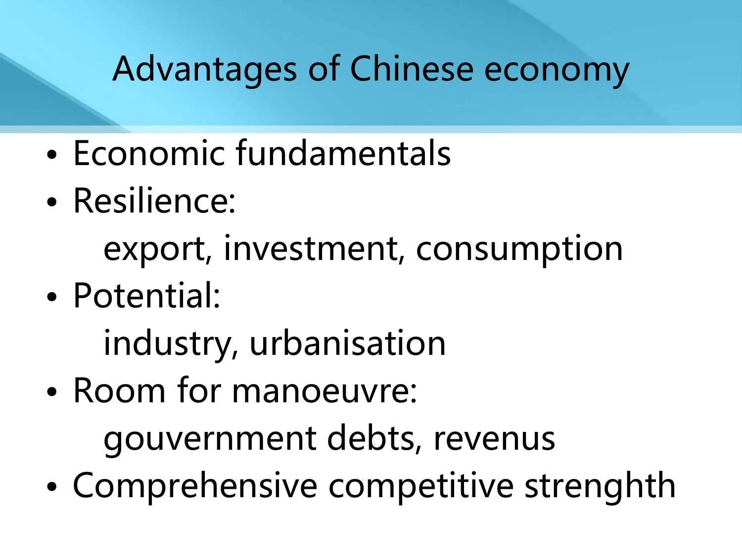# Advantages of Chinese economy

- Economic fundamentals
- Resilience:

  export, investment, consumption
- Potential:

  industry, urbanisation
- Room for manoeuvre:

  gouvernment debts, revenus
- Comprehensive competitive strenghth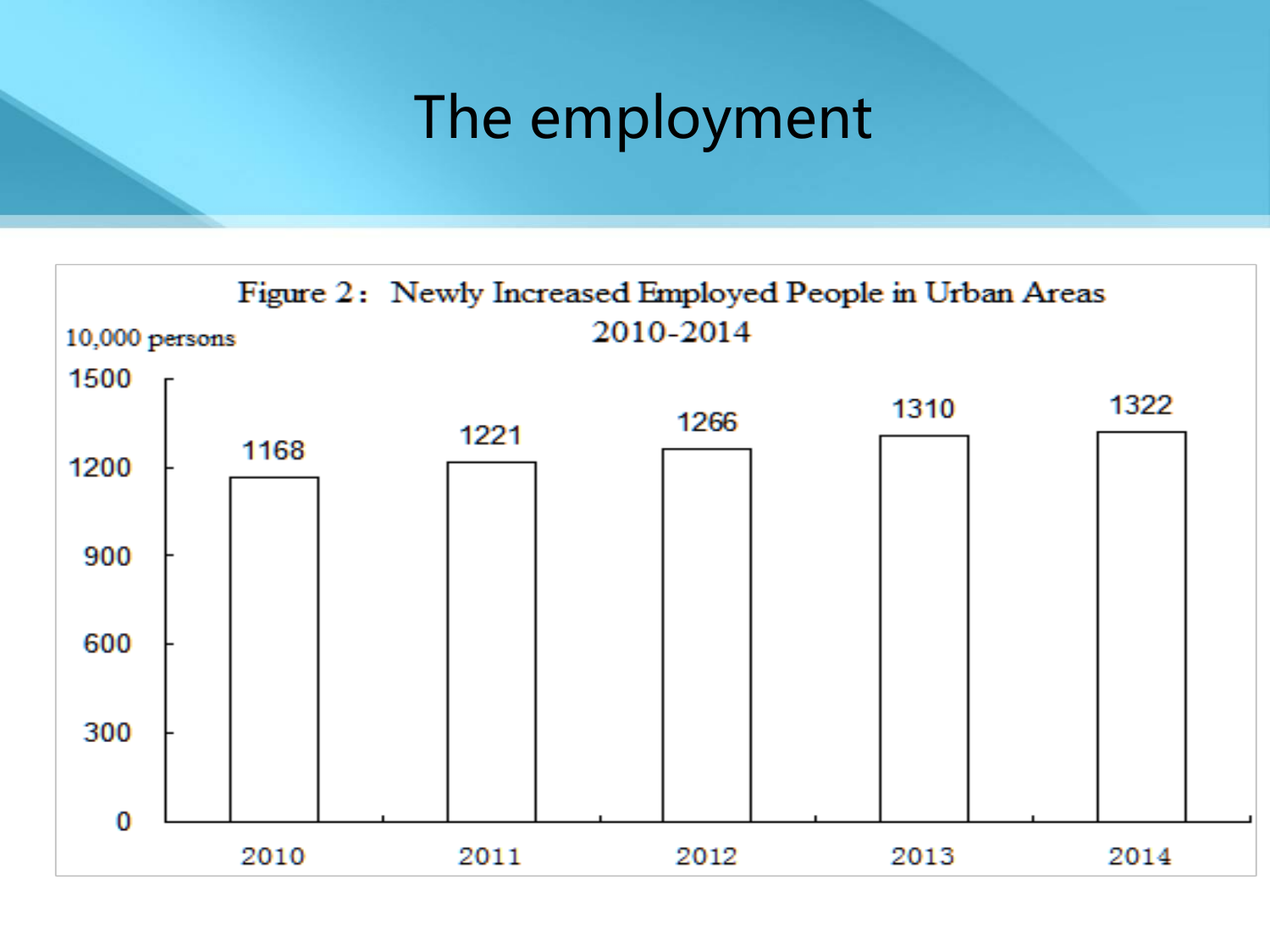# The employment

Figure 2： Newly Increased Employed People in Urban Areas 2010-2014

10,000 persons

| Year | Newly Increased Employed People |
|---|---|
| 2010 | 1168 |
| 2011 | 1221 |
| 2012 | 1266 |
| 2013 | 1310 |
| 2014 | 1322 |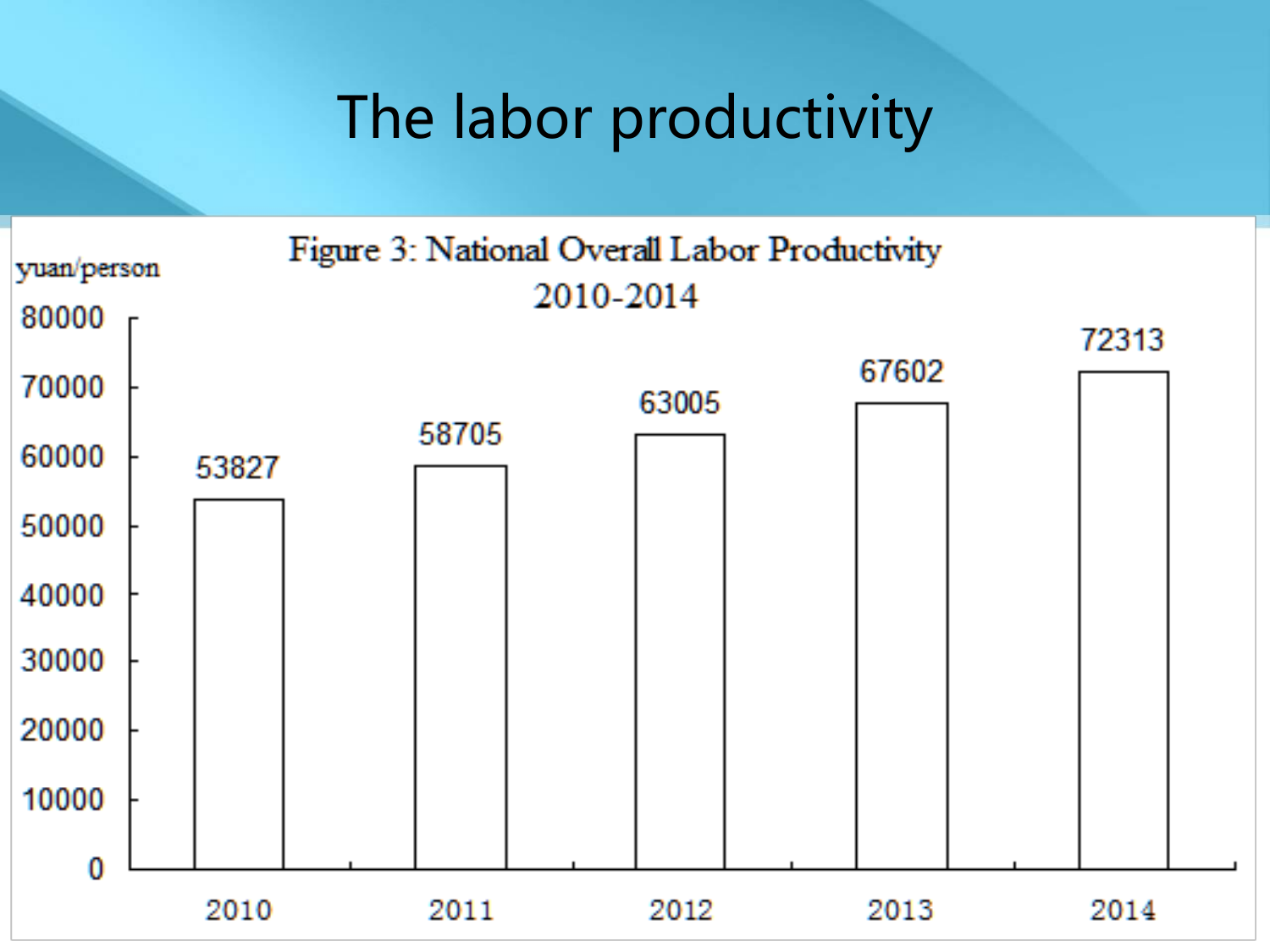# The labor productivity

Figure 3: National Overall Labor Productivity 2010-2014

yuan/person

| Year | Labor Productivity (yuan/person) |
| --- | --- |
| 2010 | 53827 |
| 2011 | 58705 |
| 2012 | 63005 |
| 2013 | 67602 |
| 2014 | 72313 |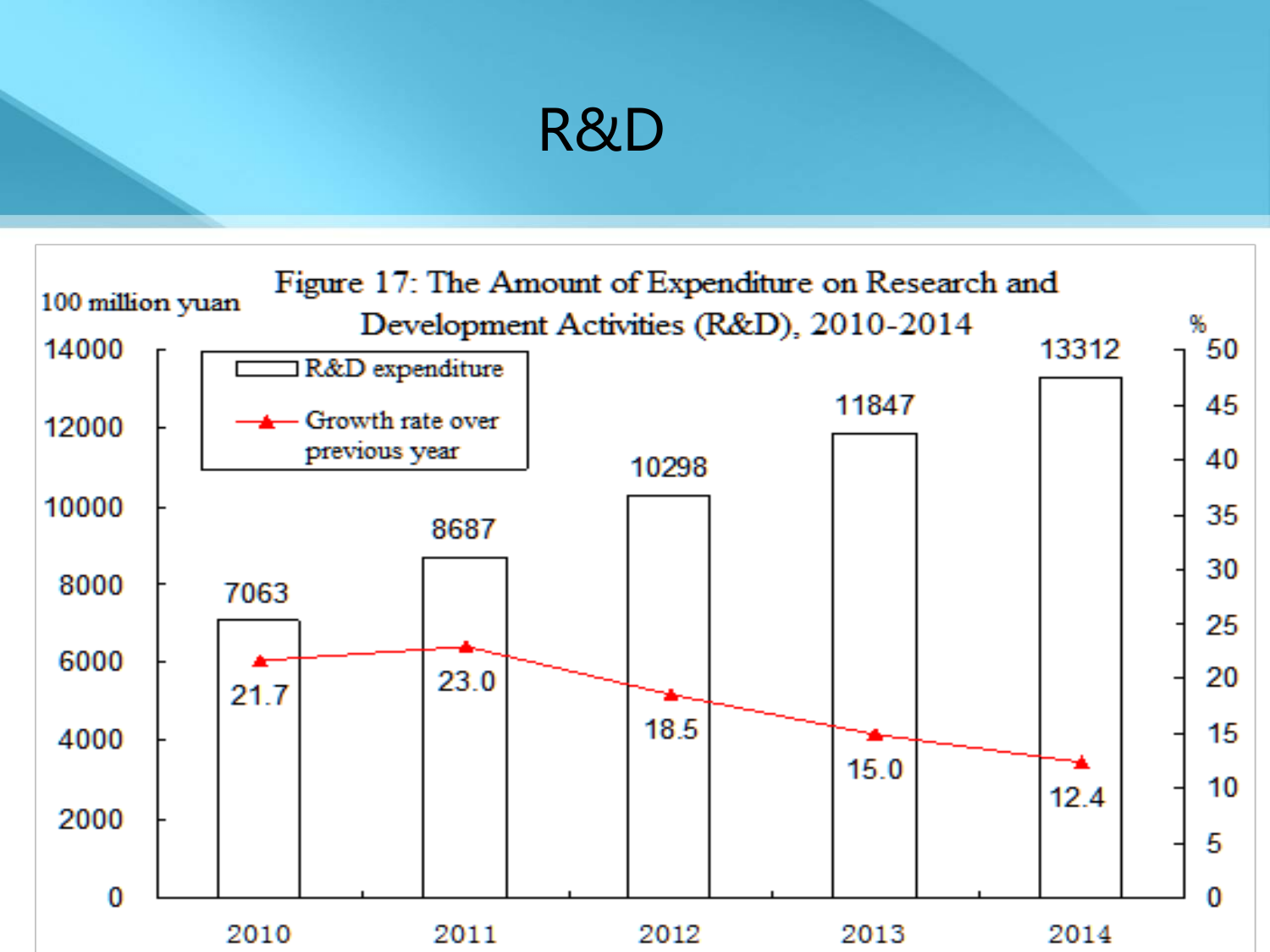# R&D

Figure 17: The Amount of Expenditure on Research and Development Activities (R&D), 2010-2014

| Year | R&D expenditure (100 million yuan) | Growth rate over previous year (%) |
|---|---|---|
| 2010 | 7063 | 21.7 |
| 2011 | 8687 | 23.0 |
| 2012 | 10298 | 18.5 |
| 2013 | 11847 | 15.0 |
| 2014 | 13312 | 12.4 |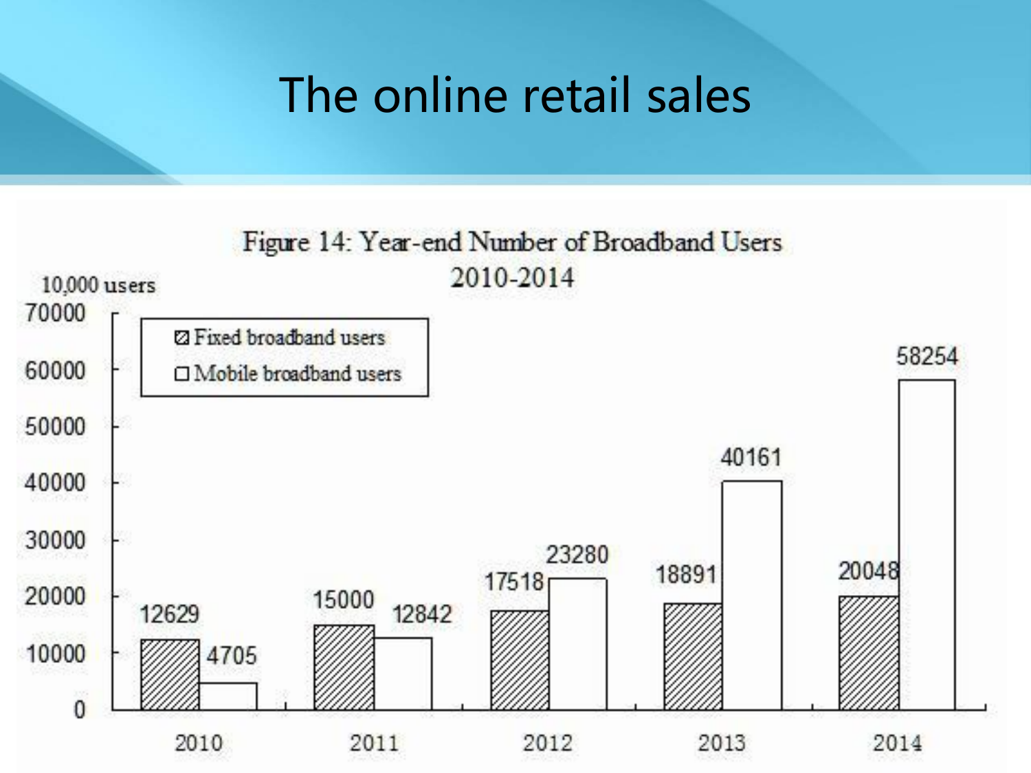# The online retail sales

Figure 14: Year-end Number of Broadband Users 2010-2014

10,000 users

| Year | Fixed broadband users | Mobile broadband users |
|---|---|---|
| 2010 | 12629 | 4705 |
| 2011 | 15000 | 12842 |
| 2012 | 17518 | 23280 |
| 2013 | 18891 | 40161 |
| 2014 | 20048 | 58254 |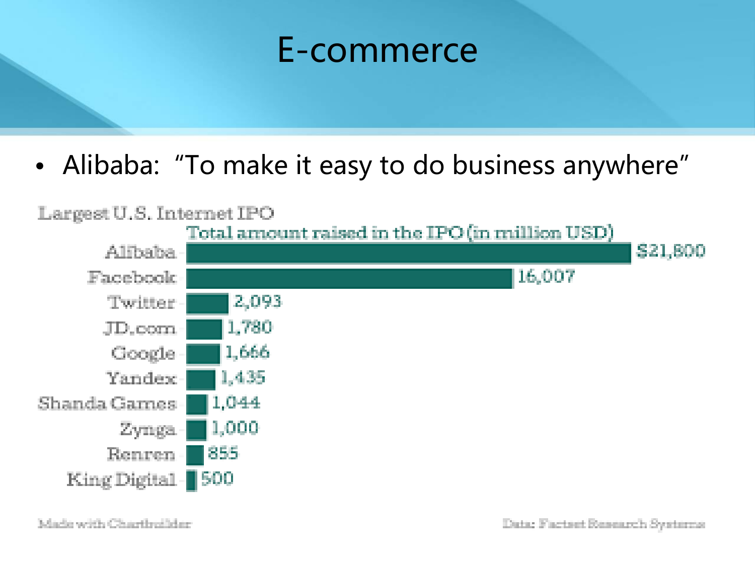# E-commerce

- Alibaba: “To make it easy to do business anywhere”

Largest U.S. Internet IPO

Total amount raised in the IPO (in million USD)

| Company | Amount |
|---|---|
| Alibaba | $21,800 |
| Facebook | 16,007 |
| Twitter | 2,093 |
| JD.com | 1,780 |
| Google | 1,666 |
| Yandex | 1,435 |
| Shanda Games | 1,044 |
| Zynga | 1,000 |
| Renren | 855 |
| King Digital | 500 |

Made with Chartbuilder

Data: Factset Research Systems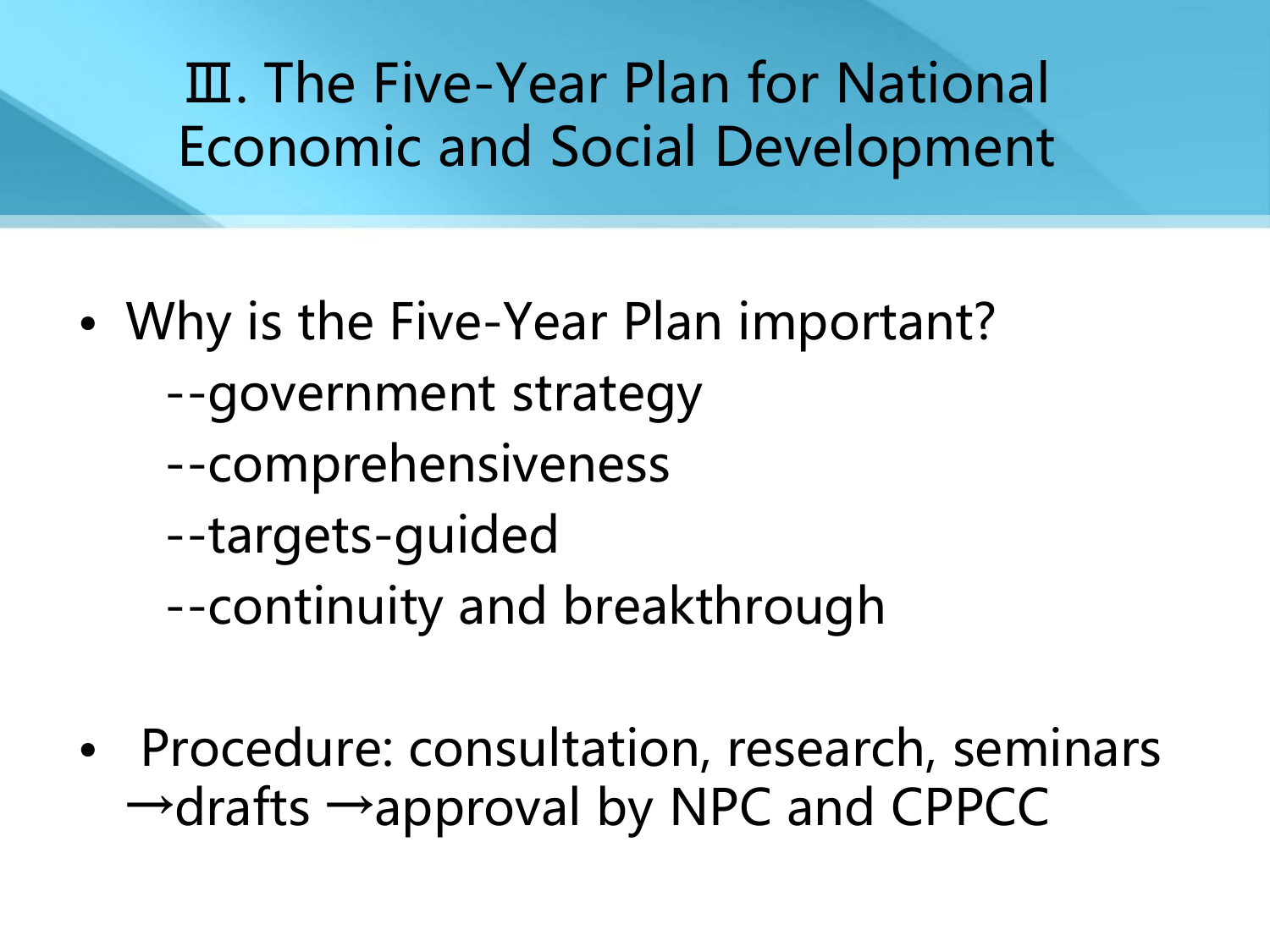# Ⅲ. The Five-Year Plan for National Economic and Social Development

- Why is the Five-Year Plan important?
  - --government strategy
  - --comprehensiveness
  - --targets-guided
  - --continuity and breakthrough

- Procedure: consultation, research, seminars →drafts →approval by NPC and CPPCC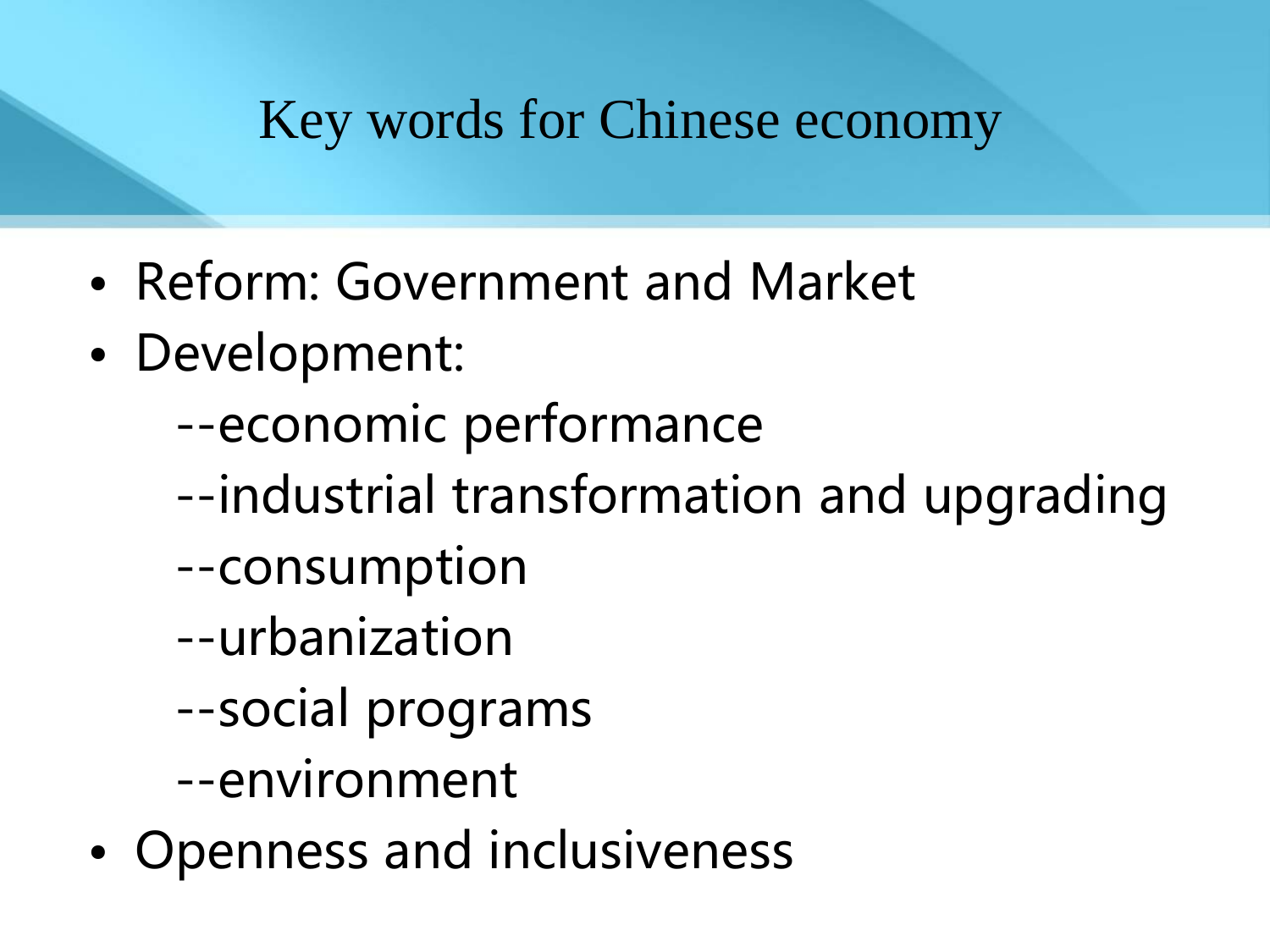# Key words for Chinese economy

- Reform: Government and Market
- Development:
  - --economic performance
  - --industrial transformation and upgrading
  - --consumption
  - --urbanization
  - --social programs
  - --environment
- Openness and inclusiveness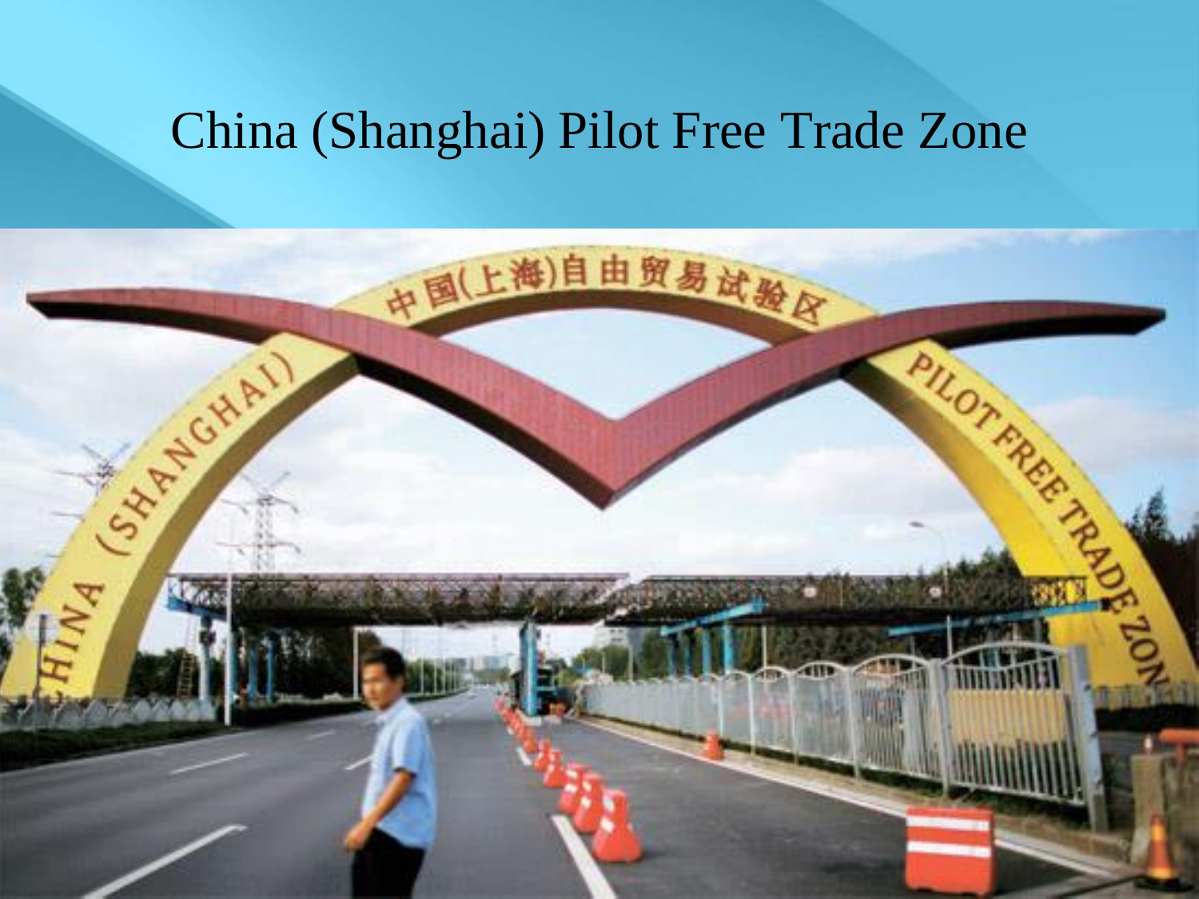# China (Shanghai) Pilot Free Trade Zone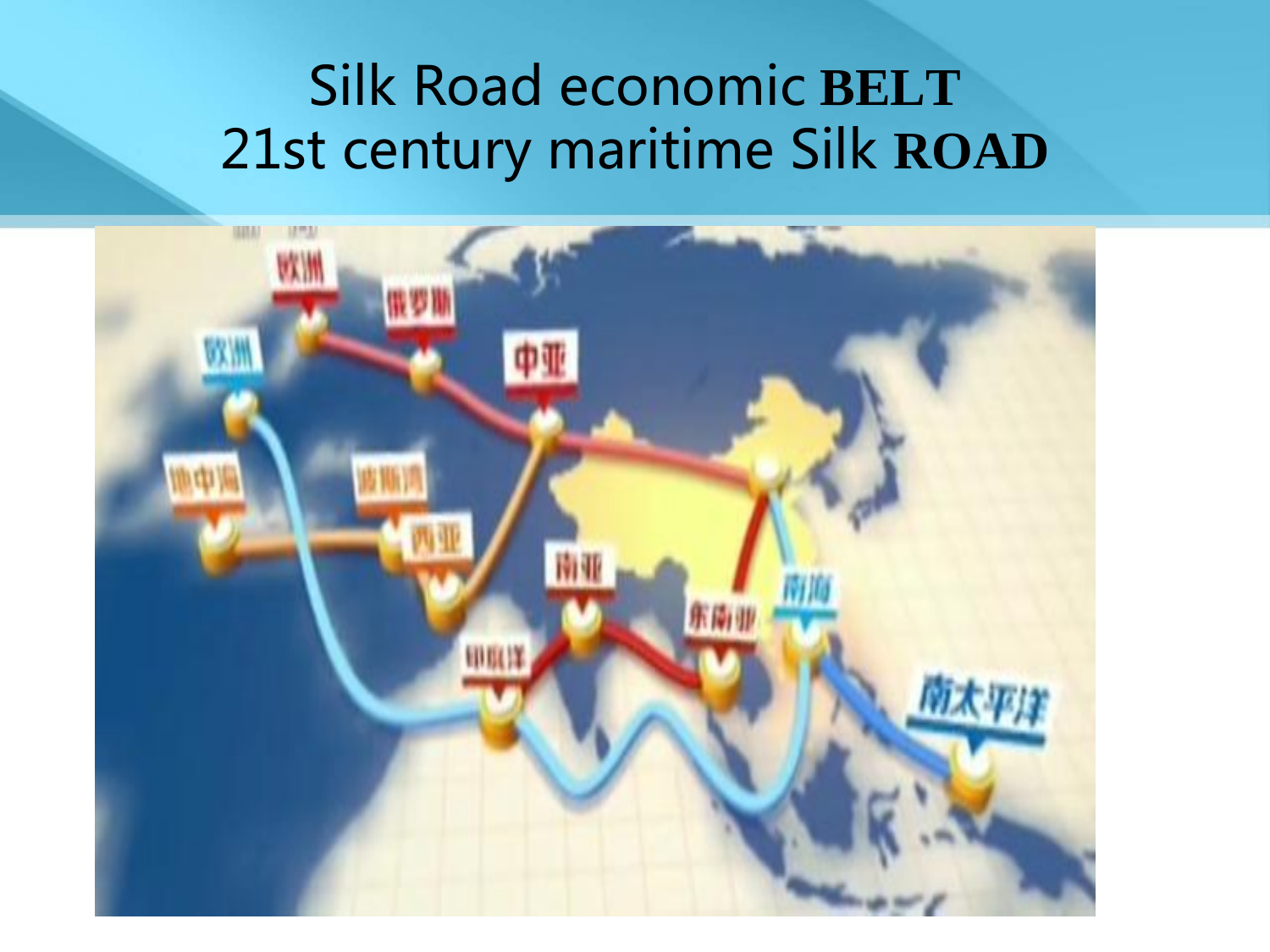# Silk Road economic **BELT**
# 21st century maritime Silk **ROAD**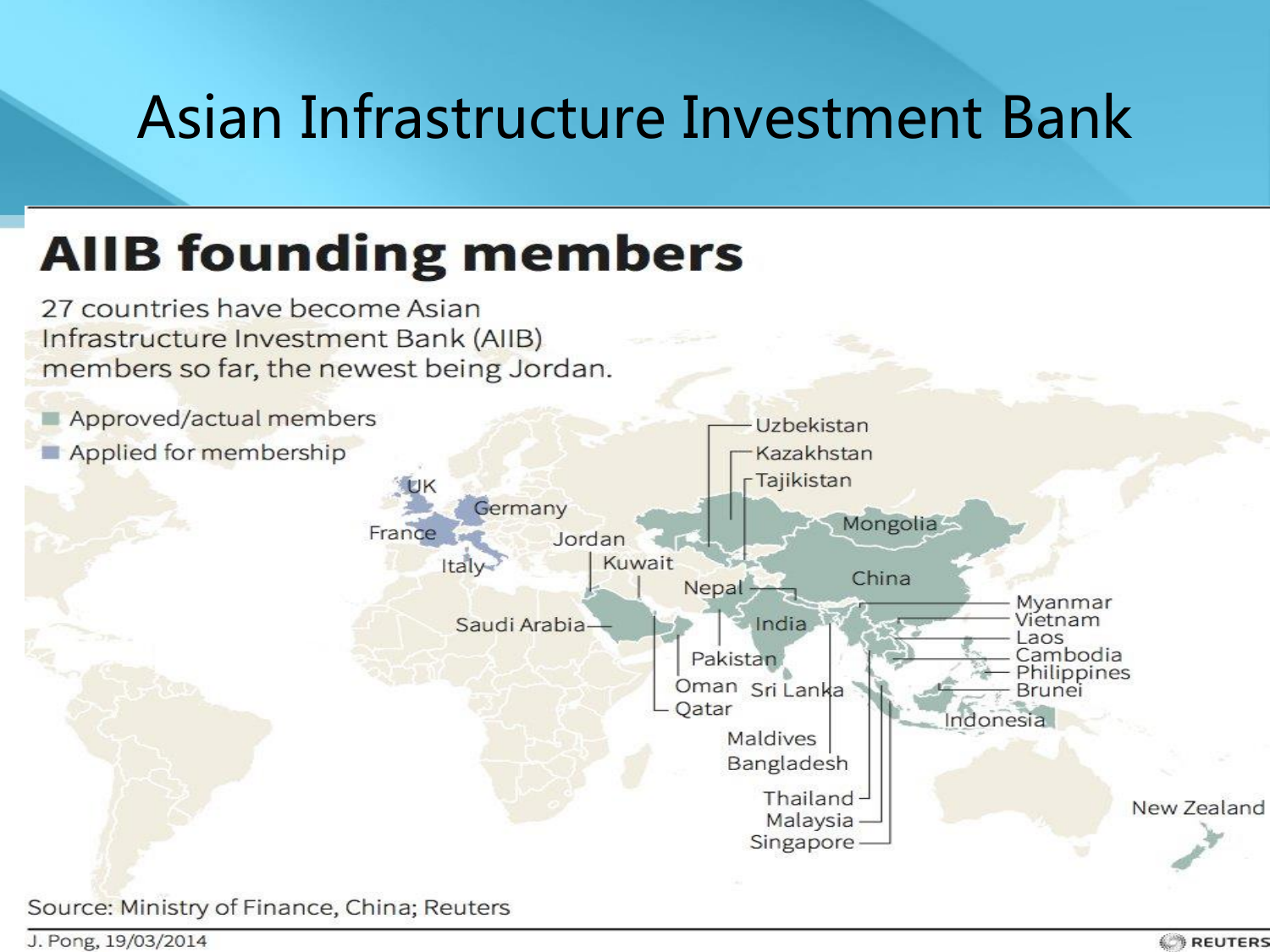# Asian Infrastructure Investment Bank

## AIIB founding members

27 countries have become Asian Infrastructure Investment Bank (AIIB) members so far, the newest being Jordan.

- Approved/actual members
- Applied for membership

UK, Germany, France, Italy, Jordan, Kuwait, Saudi Arabia, Oman, Qatar, Uzbekistan, Kazakhstan, Tajikistan, Mongolia, China, Nepal, India, Pakistan, Sri Lanka, Maldives, Bangladesh, Myanmar, Vietnam, Laos, Cambodia, Philippines, Brunei, Indonesia, Thailand, Malaysia, Singapore, New Zealand

Source: Ministry of Finance, China; Reuters

J. Pong, 19/03/2014

REUTERS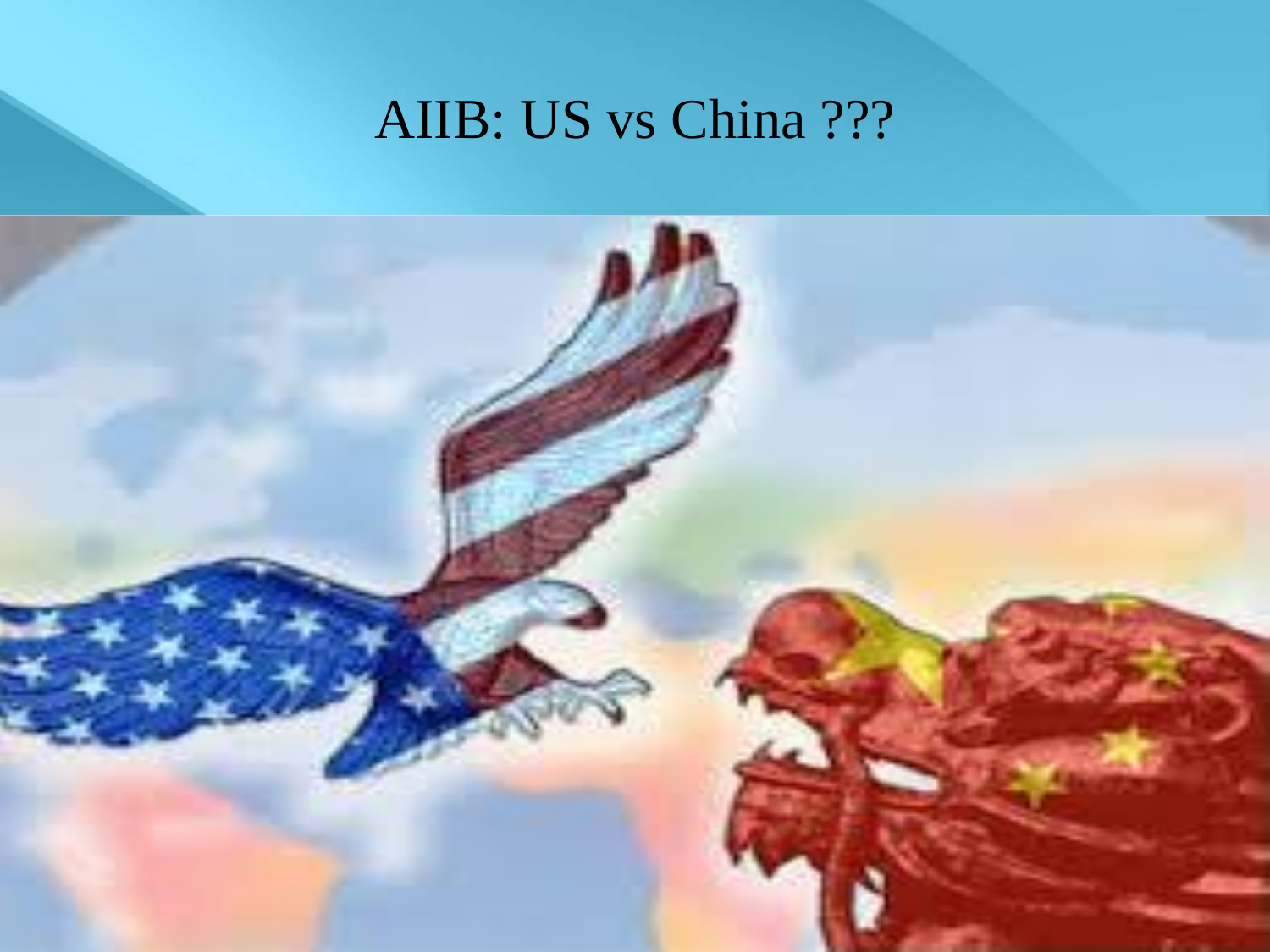# AIIB: US vs China ???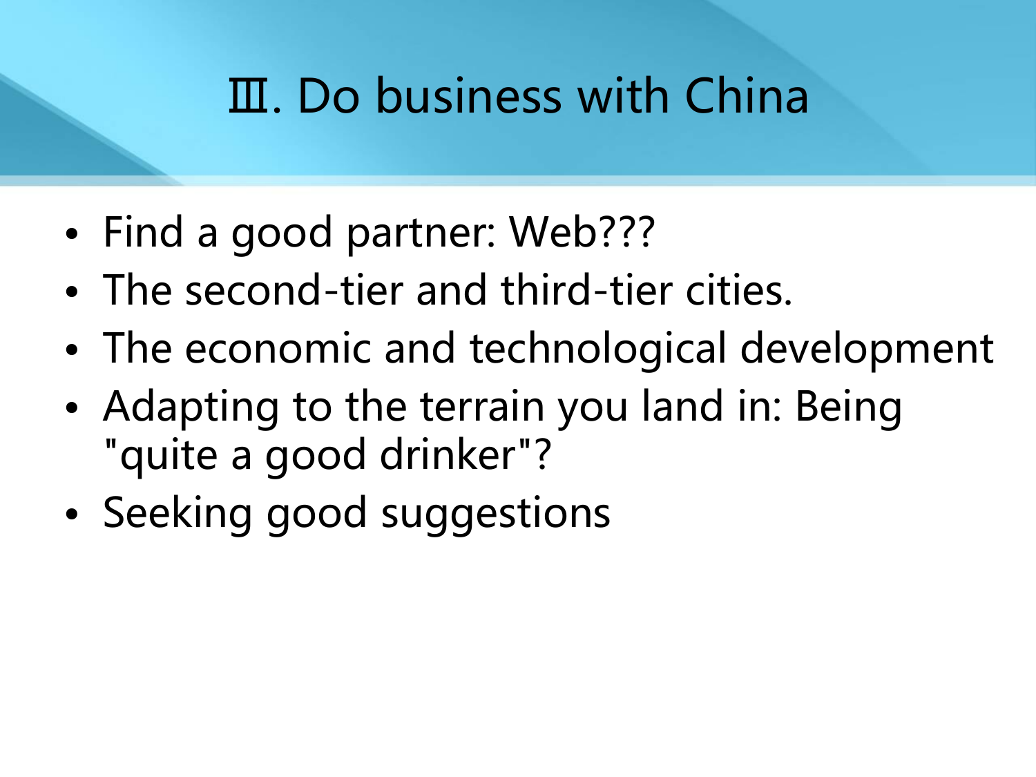# Ⅲ. Do business with China

- Find a good partner: Web???
- The second-tier and third-tier cities.
- The economic and technological development
- Adapting to the terrain you land in: Being "quite a good drinker"?
- Seeking good suggestions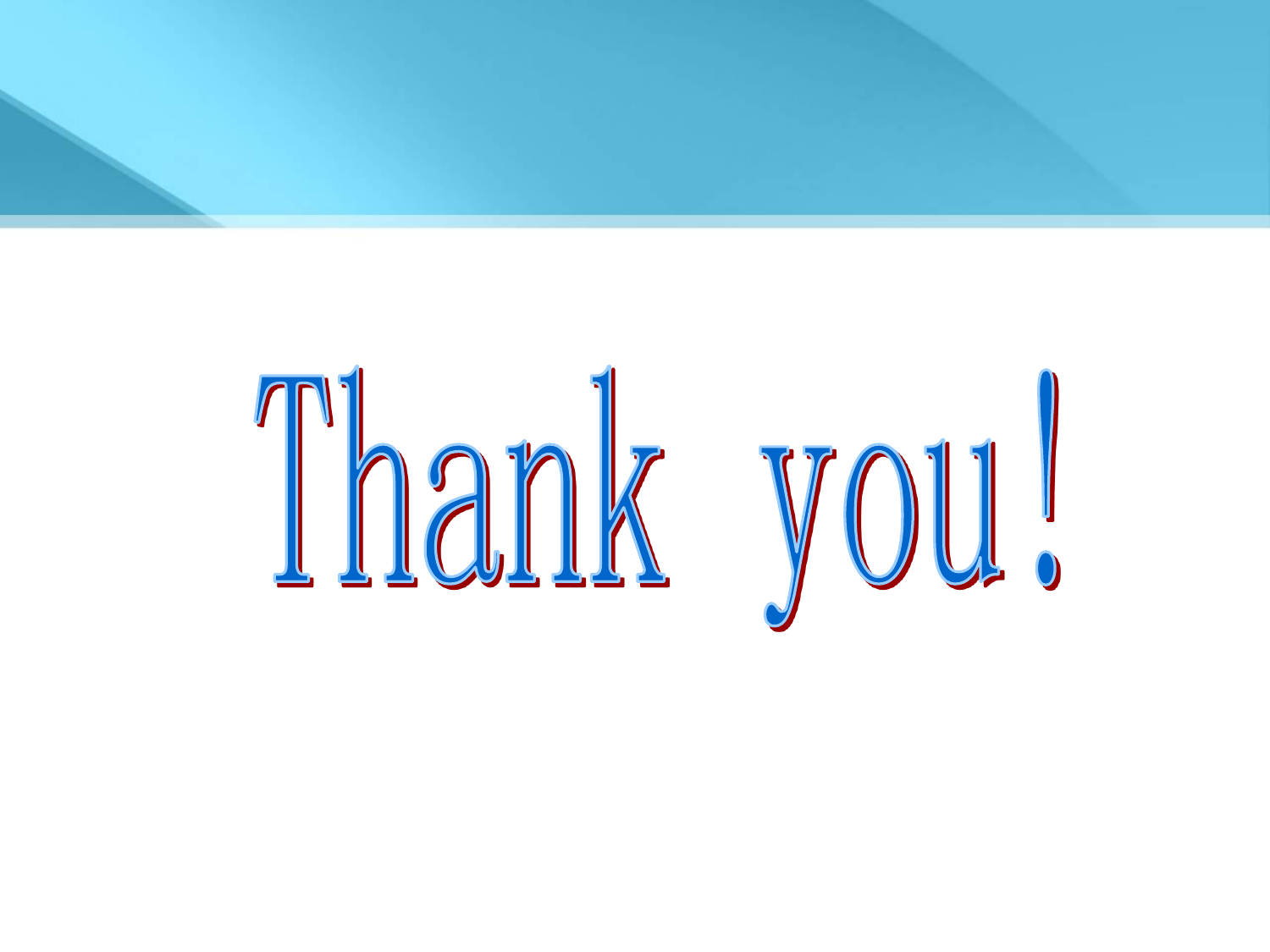# Thank you!